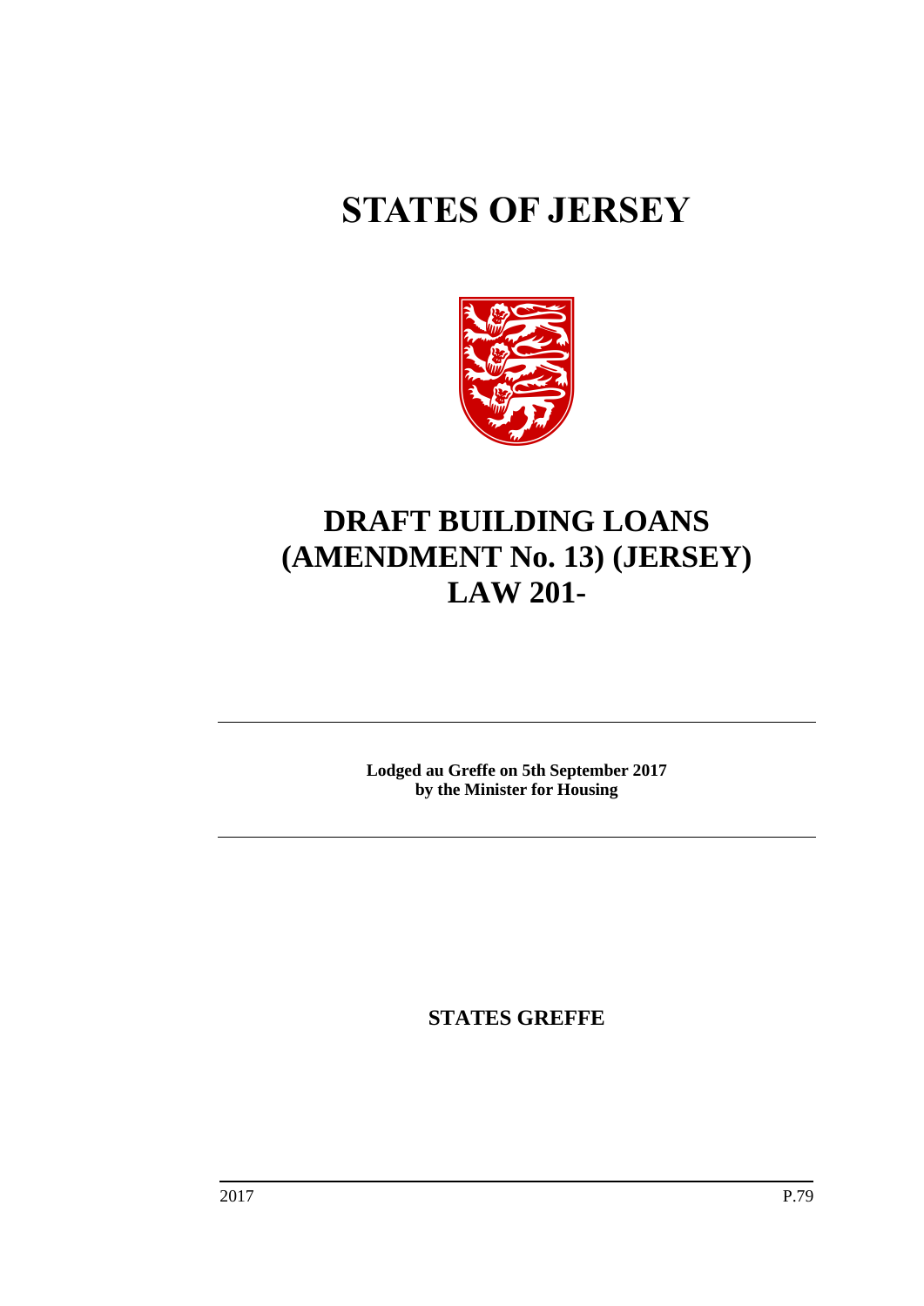# STATES OF JERSEY

# DRAFT BUILDING LOANS (AMENDMENT No. 13) (JERSEY) LAW 201-

---

**Lodged au Greffe on 5th September 2017**
**by the Minister for Housing**

---

**STATES GREFFE**

2017 P.79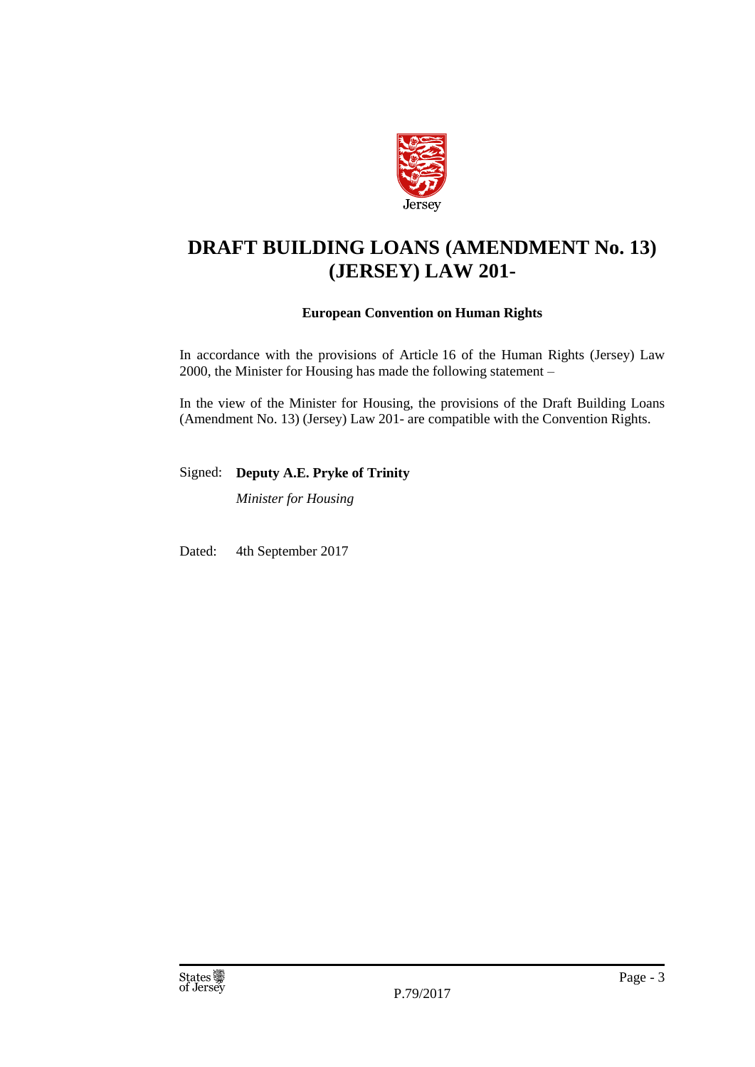Jersey

# DRAFT BUILDING LOANS (AMENDMENT No. 13) (JERSEY) LAW 201-

**European Convention on Human Rights**

In accordance with the provisions of Article 16 of the Human Rights (Jersey) Law 2000, the Minister for Housing has made the following statement –

In the view of the Minister for Housing, the provisions of the Draft Building Loans (Amendment No. 13) (Jersey) Law 201- are compatible with the Convention Rights.

Signed: **Deputy A.E. Pryke of Trinity**

*Minister for Housing*

Dated: 4th September 2017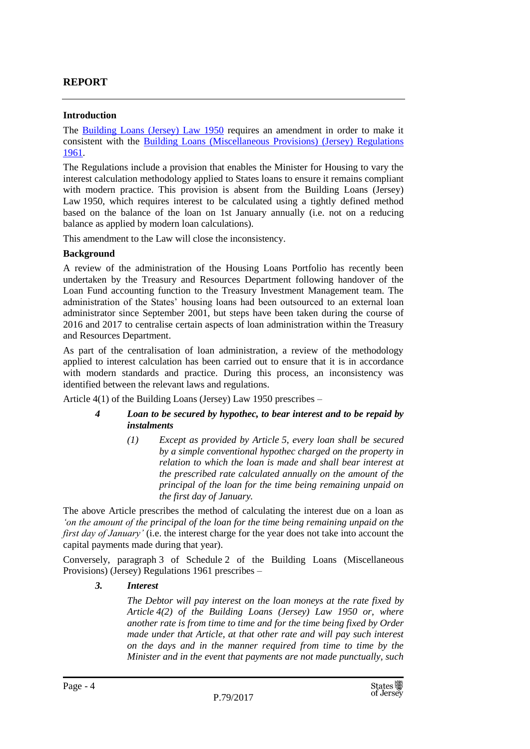## REPORT

### Introduction

The Building Loans (Jersey) Law 1950 requires an amendment in order to make it consistent with the Building Loans (Miscellaneous Provisions) (Jersey) Regulations 1961.

The Regulations include a provision that enables the Minister for Housing to vary the interest calculation methodology applied to States loans to ensure it remains compliant with modern practice. This provision is absent from the Building Loans (Jersey) Law 1950, which requires interest to be calculated using a tightly defined method based on the balance of the loan on 1st January annually (i.e. not on a reducing balance as applied by modern loan calculations).

This amendment to the Law will close the inconsistency.

### Background

A review of the administration of the Housing Loans Portfolio has recently been undertaken by the Treasury and Resources Department following handover of the Loan Fund accounting function to the Treasury Investment Management team. The administration of the States' housing loans had been outsourced to an external loan administrator since September 2001, but steps have been taken during the course of 2016 and 2017 to centralise certain aspects of loan administration within the Treasury and Resources Department.

As part of the centralisation of loan administration, a review of the methodology applied to interest calculation has been carried out to ensure that it is in accordance with modern standards and practice. During this process, an inconsistency was identified between the relevant laws and regulations.

Article 4(1) of the Building Loans (Jersey) Law 1950 prescribes –

> ***4 Loan to be secured by hypothec, to bear interest and to be repaid by instalments***
>
> *(1) Except as provided by Article 5, every loan shall be secured by a simple conventional hypothec charged on the property in relation to which the loan is made and shall bear interest at the prescribed rate calculated annually on the amount of the principal of the loan for the time being remaining unpaid on the first day of January.*

The above Article prescribes the method of calculating the interest due on a loan as *'on the amount of the principal of the loan for the time being remaining unpaid on the first day of January'* (i.e. the interest charge for the year does not take into account the capital payments made during that year).

Conversely, paragraph 3 of Schedule 2 of the Building Loans (Miscellaneous Provisions) (Jersey) Regulations 1961 prescribes –

> ***3. Interest***
>
> *The Debtor will pay interest on the loan moneys at the rate fixed by Article 4(2) of the Building Loans (Jersey) Law 1950 or, where another rate is from time to time and for the time being fixed by Order made under that Article, at that other rate and will pay such interest on the days and in the manner required from time to time by the Minister and in the event that payments are not made punctually, such*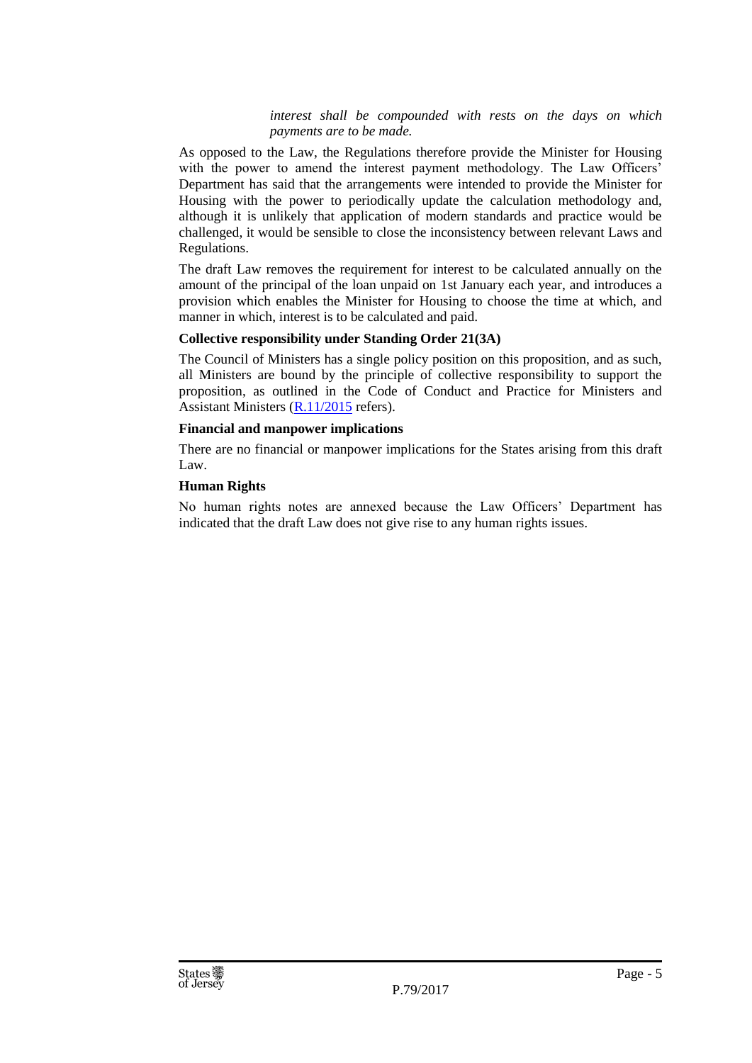> *interest shall be compounded with rests on the days on which payments are to be made.*

As opposed to the Law, the Regulations therefore provide the Minister for Housing with the power to amend the interest payment methodology. The Law Officers' Department has said that the arrangements were intended to provide the Minister for Housing with the power to periodically update the calculation methodology and, although it is unlikely that application of modern standards and practice would be challenged, it would be sensible to close the inconsistency between relevant Laws and Regulations.

The draft Law removes the requirement for interest to be calculated annually on the amount of the principal of the loan unpaid on 1st January each year, and introduces a provision which enables the Minister for Housing to choose the time at which, and manner in which, interest is to be calculated and paid.

**Collective responsibility under Standing Order 21(3A)**

The Council of Ministers has a single policy position on this proposition, and as such, all Ministers are bound by the principle of collective responsibility to support the proposition, as outlined in the Code of Conduct and Practice for Ministers and Assistant Ministers (R.11/2015 refers).

**Financial and manpower implications**

There are no financial or manpower implications for the States arising from this draft Law.

**Human Rights**

No human rights notes are annexed because the Law Officers' Department has indicated that the draft Law does not give rise to any human rights issues.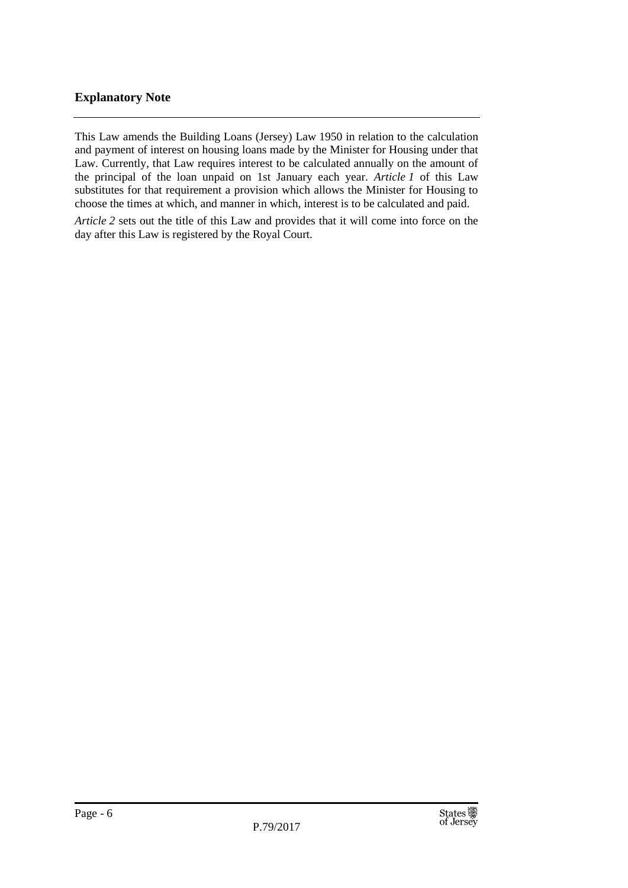## Explanatory Note

This Law amends the Building Loans (Jersey) Law 1950 in relation to the calculation and payment of interest on housing loans made by the Minister for Housing under that Law. Currently, that Law requires interest to be calculated annually on the amount of the principal of the loan unpaid on 1st January each year. *Article 1* of this Law substitutes for that requirement a provision which allows the Minister for Housing to choose the times at which, and manner in which, interest is to be calculated and paid.

*Article 2* sets out the title of this Law and provides that it will come into force on the day after this Law is registered by the Royal Court.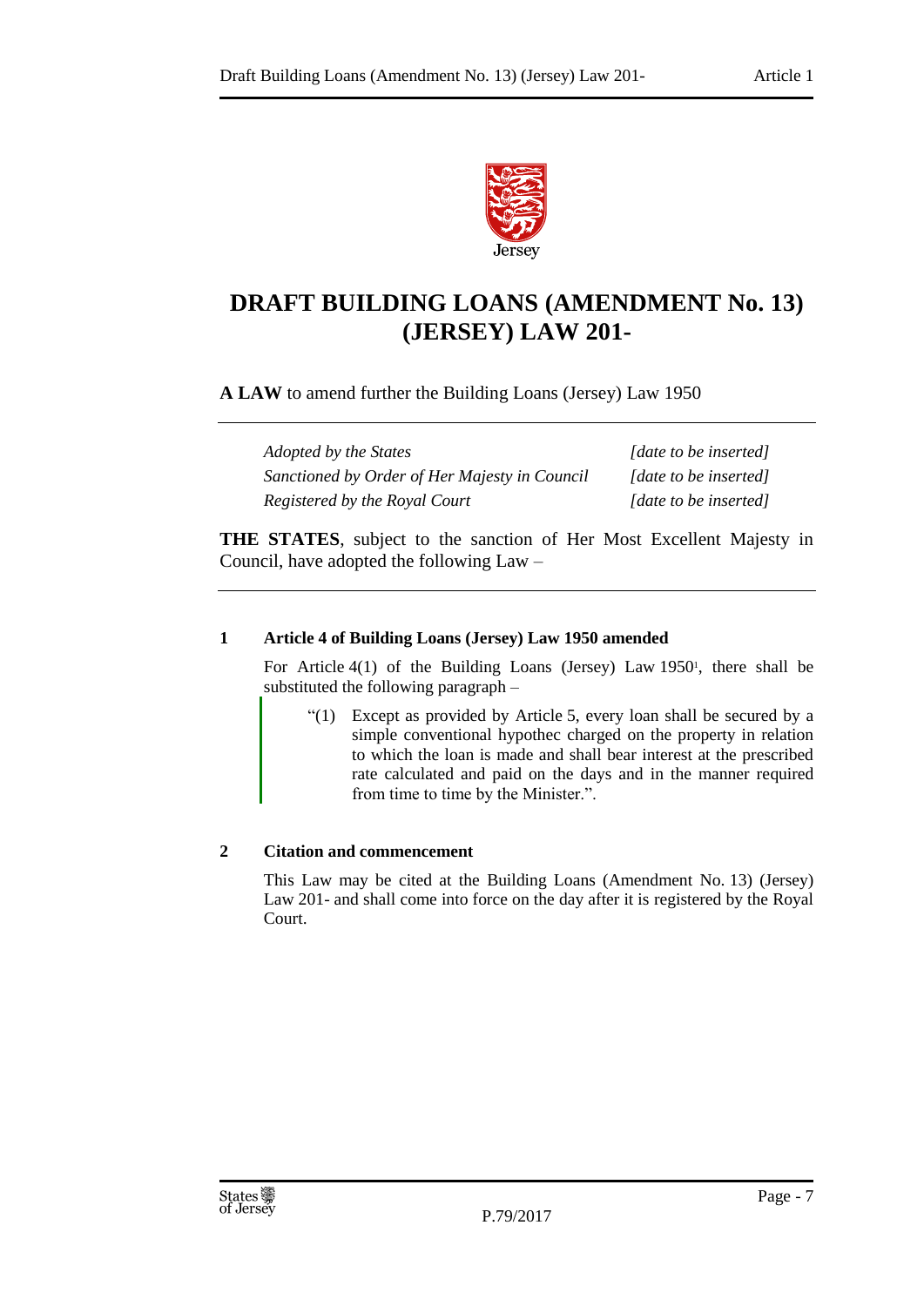# DRAFT BUILDING LOANS (AMENDMENT No. 13) (JERSEY) LAW 201-

**A LAW** to amend further the Building Loans (Jersey) Law 1950

| | |
|---|---|
| *Adopted by the States* | *[date to be inserted]* |
| *Sanctioned by Order of Her Majesty in Council* | *[date to be inserted]* |
| *Registered by the Royal Court* | *[date to be inserted]* |

**THE STATES**, subject to the sanction of Her Most Excellent Majesty in Council, have adopted the following Law –

### 1 Article 4 of Building Loans (Jersey) Law 1950 amended

For Article 4(1) of the Building Loans (Jersey) Law 1950[1], there shall be substituted the following paragraph –

> "(1) Except as provided by Article 5, every loan shall be secured by a simple conventional hypothec charged on the property in relation to which the loan is made and shall bear interest at the prescribed rate calculated and paid on the days and in the manner required from time to time by the Minister.".

### 2 Citation and commencement

This Law may be cited at the Building Loans (Amendment No. 13) (Jersey) Law 201- and shall come into force on the day after it is registered by the Royal Court.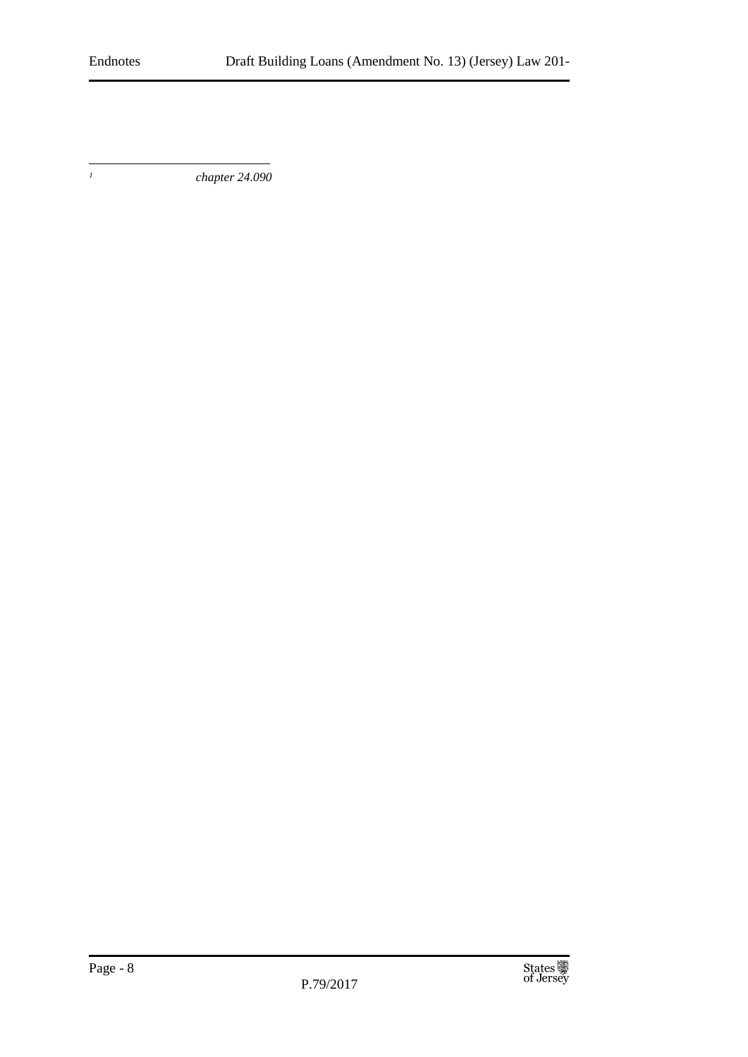[1] *chapter 24.090*